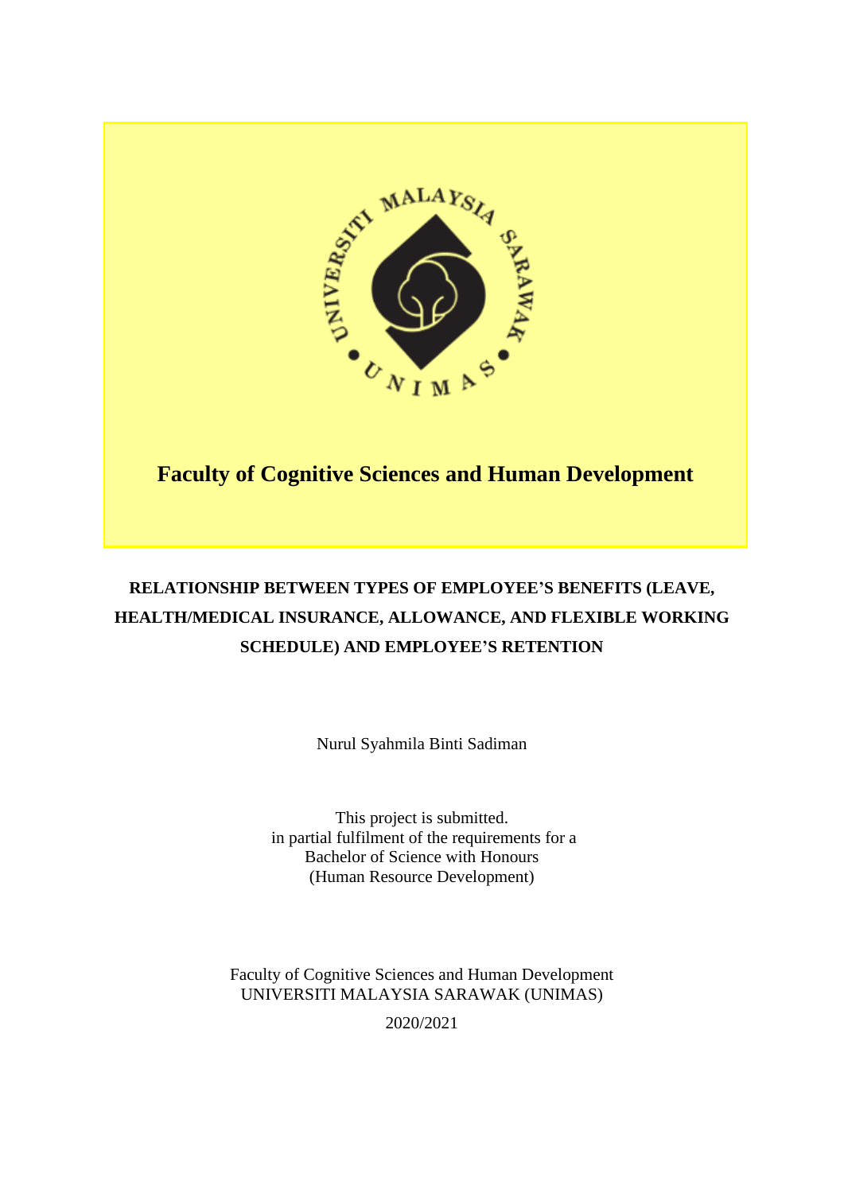**Faculty of Cognitive Sciences and Human Development**

# RELATIONSHIP BETWEEN TYPES OF EMPLOYEE'S BENEFITS (LEAVE, HEALTH/MEDICAL INSURANCE, ALLOWANCE, AND FLEXIBLE WORKING SCHEDULE) AND EMPLOYEE'S RETENTION

Nurul Syahmila Binti Sadiman

This project is submitted.
in partial fulfilment of the requirements for a
Bachelor of Science with Honours
(Human Resource Development)

Faculty of Cognitive Sciences and Human Development
UNIVERSITI MALAYSIA SARAWAK (UNIMAS)

2020/2021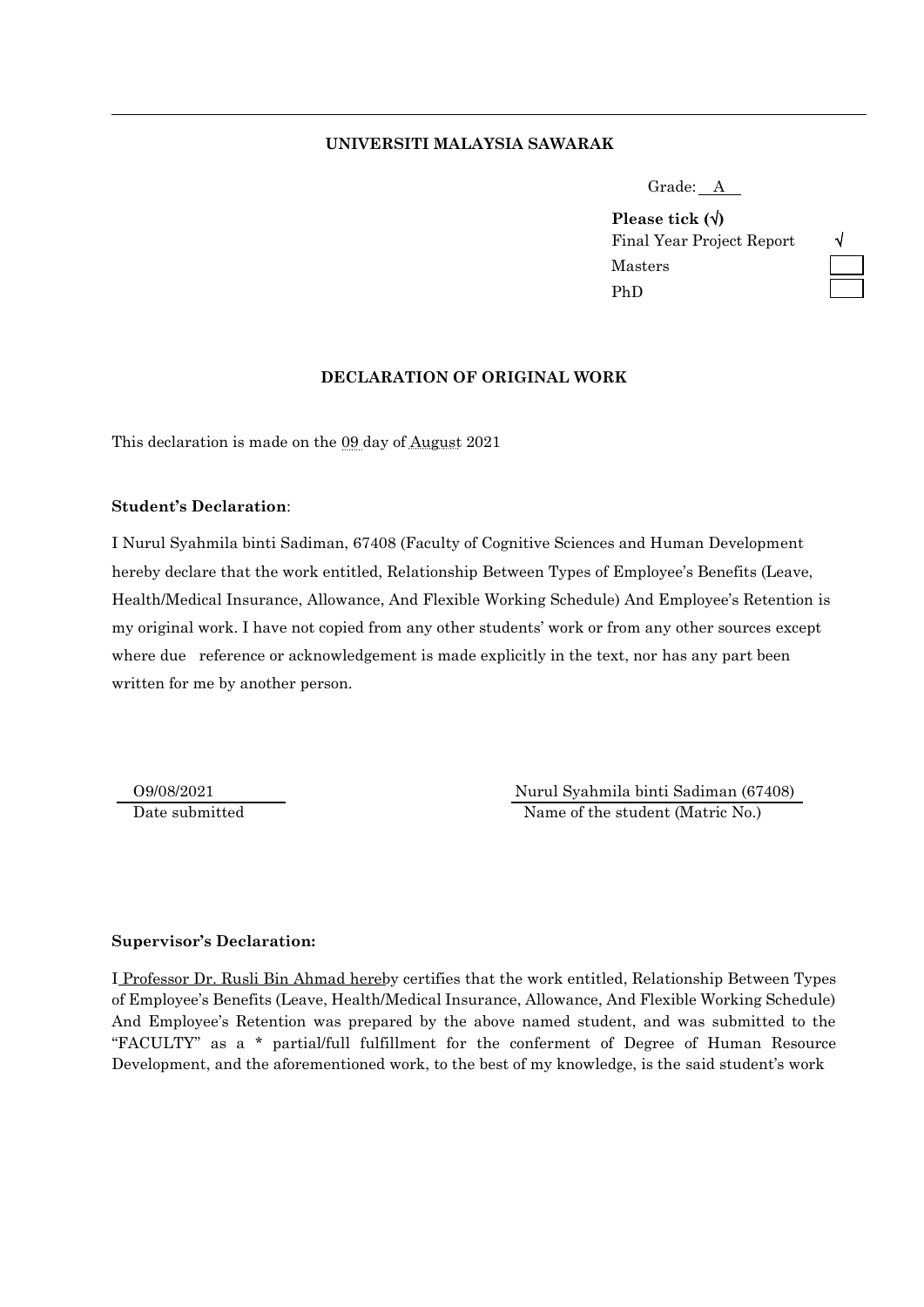**UNIVERSITI MALAYSIA SAWARAK**

Grade: A

**Please tick (√)**

| | |
|---|---|
| Final Year Project Report | √ |
| Masters | |
| PhD | |

**DECLARATION OF ORIGINAL WORK**

This declaration is made on the 09 day of August 2021

**Student's Declaration**:

I Nurul Syahmila binti Sadiman, 67408 (Faculty of Cognitive Sciences and Human Development hereby declare that the work entitled, Relationship Between Types of Employee's Benefits (Leave, Health/Medical Insurance, Allowance, And Flexible Working Schedule) And Employee's Retention is my original work. I have not copied from any other students' work or from any other sources except where due reference or acknowledgement is made explicitly in the text, nor has any part been written for me by another person.

O9/08/2021
Date submitted

Nurul Syahmila binti Sadiman (67408)
Name of the student (Matric No.)

**Supervisor's Declaration:**

I Professor Dr. Rusli Bin Ahmad hereby certifies that the work entitled, Relationship Between Types of Employee's Benefits (Leave, Health/Medical Insurance, Allowance, And Flexible Working Schedule) And Employee's Retention was prepared by the above named student, and was submitted to the "FACULTY" as a * partial/full fulfillment for the conferment of Degree of Human Resource Development, and the aforementioned work, to the best of my knowledge, is the said student's work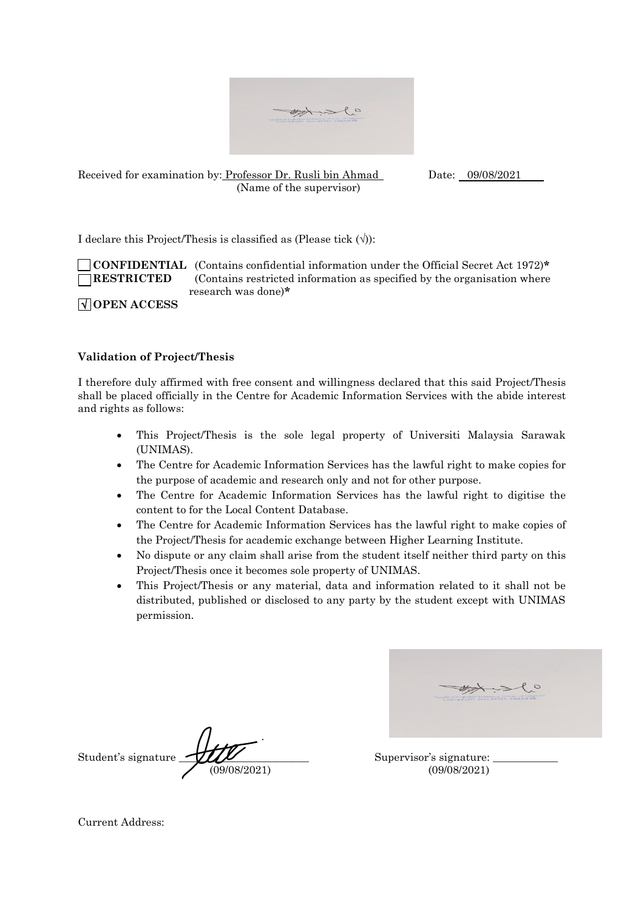Received for examination by: Professor Dr. Rusli bin Ahmad Date: 09/08/2021
(Name of the supervisor)

I declare this Project/Thesis is classified as (Please tick (√)):

☐ **CONFIDENTIAL** (Contains confidential information under the Official Secret Act 1972)*
☐ **RESTRICTED** (Contains restricted information as specified by the organisation where research was done)*
☑ **OPEN ACCESS**

**Validation of Project/Thesis**

I therefore duly affirmed with free consent and willingness declared that this said Project/Thesis shall be placed officially in the Centre for Academic Information Services with the abide interest and rights as follows:

- This Project/Thesis is the sole legal property of Universiti Malaysia Sarawak (UNIMAS).
- The Centre for Academic Information Services has the lawful right to make copies for the purpose of academic and research only and not for other purpose.
- The Centre for Academic Information Services has the lawful right to digitise the content to for the Local Content Database.
- The Centre for Academic Information Services has the lawful right to make copies of the Project/Thesis for academic exchange between Higher Learning Institute.
- No dispute or any claim shall arise from the student itself neither third party on this Project/Thesis once it becomes sole property of UNIMAS.
- This Project/Thesis or any material, data and information related to it shall not be distributed, published or disclosed to any party by the student except with UNIMAS permission.

Student's signature ____________________ (09/08/2021)

Supervisor's signature: ____________ (09/08/2021)

Current Address: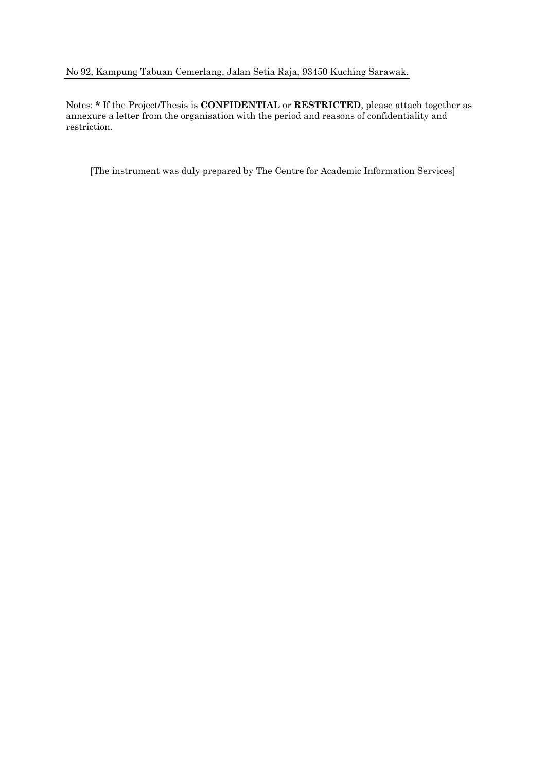No 92, Kampung Tabuan Cemerlang, Jalan Setia Raja, 93450 Kuching Sarawak.

Notes: * If the Project/Thesis is **CONFIDENTIAL** or **RESTRICTED**, please attach together as annexure a letter from the organisation with the period and reasons of confidentiality and restriction.

[The instrument was duly prepared by The Centre for Academic Information Services]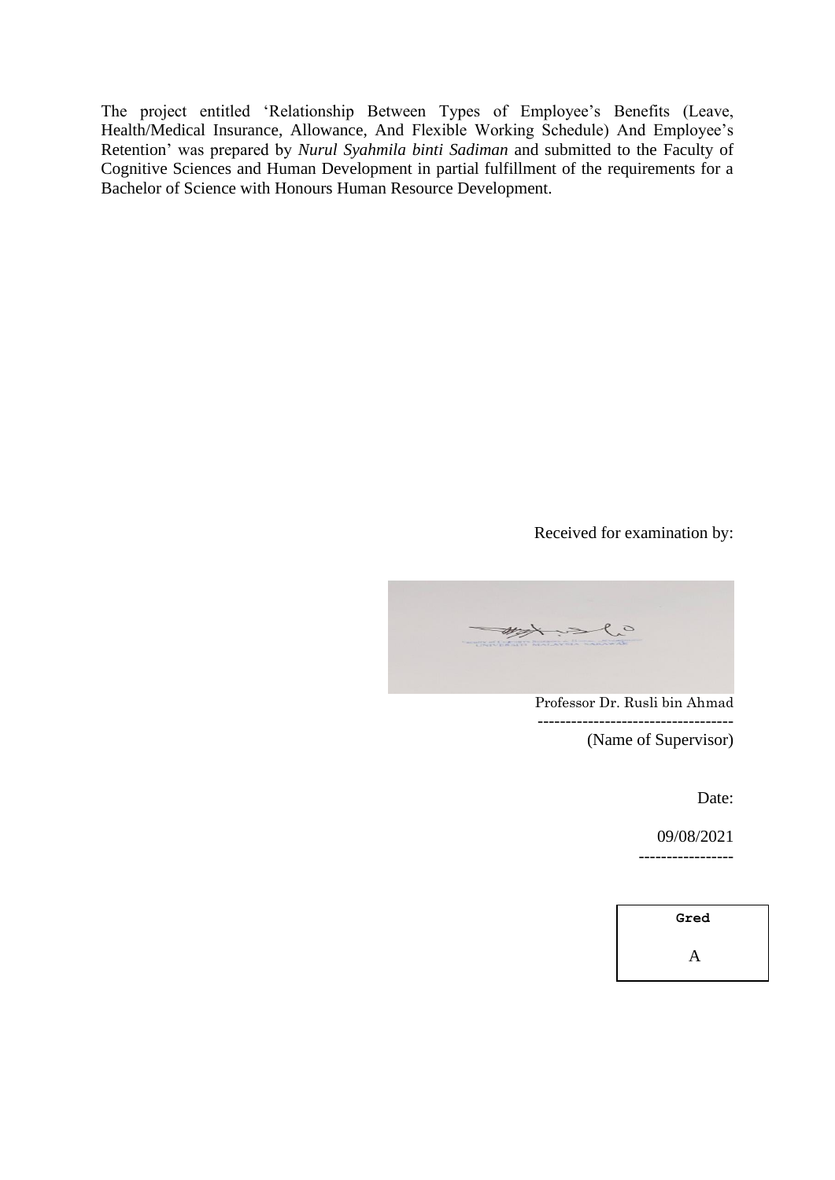The project entitled 'Relationship Between Types of Employee's Benefits (Leave, Health/Medical Insurance, Allowance, And Flexible Working Schedule) And Employee's Retention' was prepared by *Nurul Syahmila binti Sadiman* and submitted to the Faculty of Cognitive Sciences and Human Development in partial fulfillment of the requirements for a Bachelor of Science with Honours Human Resource Development.

Received for examination by:

Professor Dr. Rusli bin Ahmad

-----------------------------------

(Name of Supervisor)

Date:

09/08/2021

----------------

| Gred |
| --- |
| A |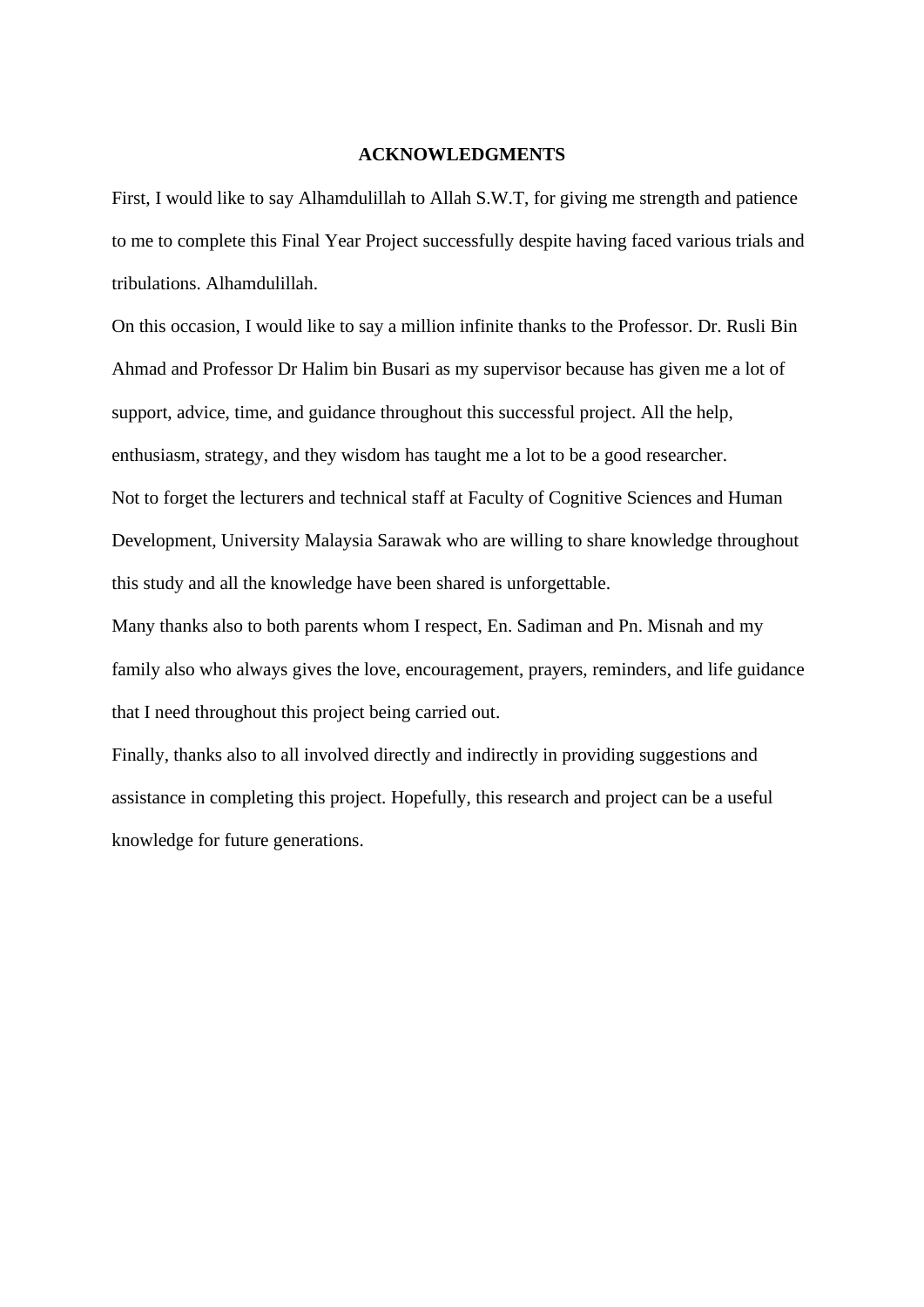# ACKNOWLEDGMENTS

First, I would like to say Alhamdulillah to Allah S.W.T, for giving me strength and patience to me to complete this Final Year Project successfully despite having faced various trials and tribulations. Alhamdulillah.

On this occasion, I would like to say a million infinite thanks to the Professor. Dr. Rusli Bin Ahmad and Professor Dr Halim bin Busari as my supervisor because has given me a lot of support, advice, time, and guidance throughout this successful project. All the help, enthusiasm, strategy, and they wisdom has taught me a lot to be a good researcher.

Not to forget the lecturers and technical staff at Faculty of Cognitive Sciences and Human Development, University Malaysia Sarawak who are willing to share knowledge throughout this study and all the knowledge have been shared is unforgettable.

Many thanks also to both parents whom I respect, En. Sadiman and Pn. Misnah and my family also who always gives the love, encouragement, prayers, reminders, and life guidance that I need throughout this project being carried out.

Finally, thanks also to all involved directly and indirectly in providing suggestions and assistance in completing this project. Hopefully, this research and project can be a useful knowledge for future generations.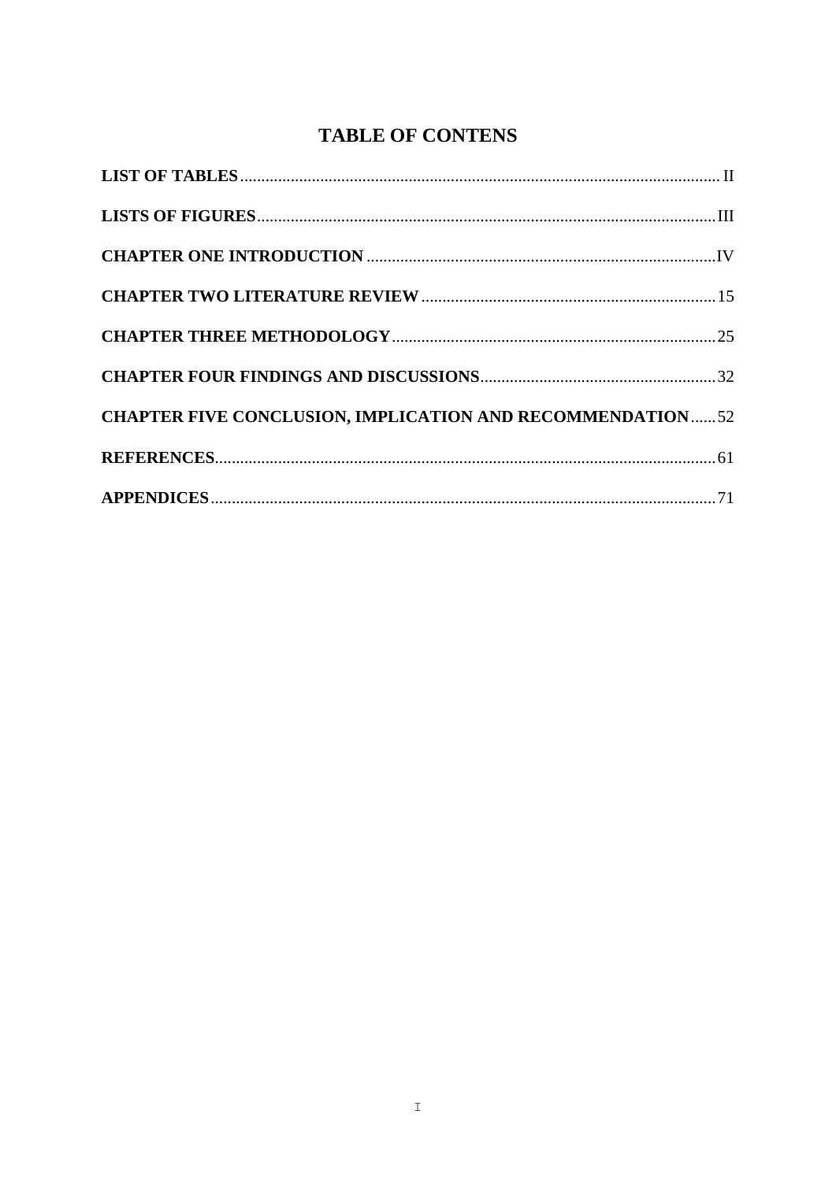# TABLE OF CONTENS

**LIST OF TABLES** .......... II

**LISTS OF FIGURES** .......... III

**CHAPTER ONE INTRODUCTION** .......... IV

**CHAPTER TWO LITERATURE REVIEW** .......... 15

**CHAPTER THREE METHODOLOGY** .......... 25

**CHAPTER FOUR FINDINGS AND DISCUSSIONS** .......... 32

**CHAPTER FIVE CONCLUSION, IMPLICATION AND RECOMMENDATION** .......... 52

**REFERENCES** .......... 61

**APPENDICES** .......... 71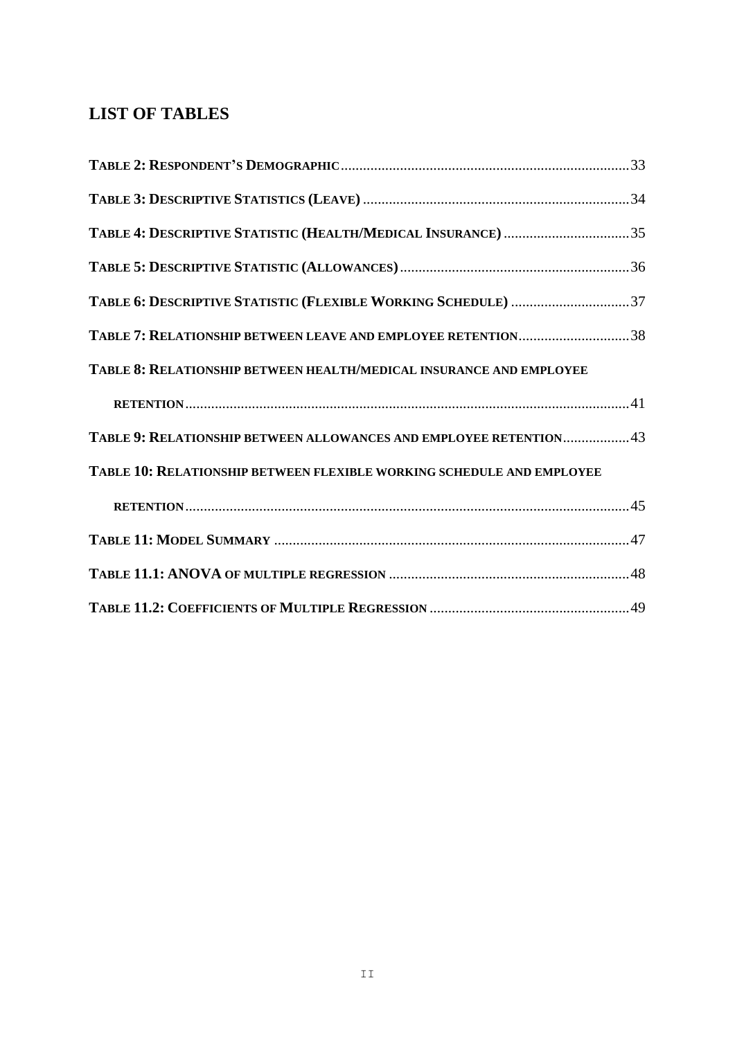## LIST OF TABLES

**TABLE 2: RESPONDENT'S DEMOGRAPHIC** .......... 33

**TABLE 3: DESCRIPTIVE STATISTICS (LEAVE)** .......... 34

**TABLE 4: DESCRIPTIVE STATISTIC (HEALTH/MEDICAL INSURANCE)** .......... 35

**TABLE 5: DESCRIPTIVE STATISTIC (ALLOWANCES)** .......... 36

**TABLE 6: DESCRIPTIVE STATISTIC (FLEXIBLE WORKING SCHEDULE)** .......... 37

**TABLE 7: RELATIONSHIP BETWEEN LEAVE AND EMPLOYEE RETENTION** .......... 38

**TABLE 8: RELATIONSHIP BETWEEN HEALTH/MEDICAL INSURANCE AND EMPLOYEE RETENTION** .......... 41

**TABLE 9: RELATIONSHIP BETWEEN ALLOWANCES AND EMPLOYEE RETENTION** .......... 43

**TABLE 10: RELATIONSHIP BETWEEN FLEXIBLE WORKING SCHEDULE AND EMPLOYEE RETENTION** .......... 45

**TABLE 11: MODEL SUMMARY** .......... 47

**TABLE 11.1: ANOVA OF MULTIPLE REGRESSION** .......... 48

**TABLE 11.2: COEFFICIENTS OF MULTIPLE REGRESSION** .......... 49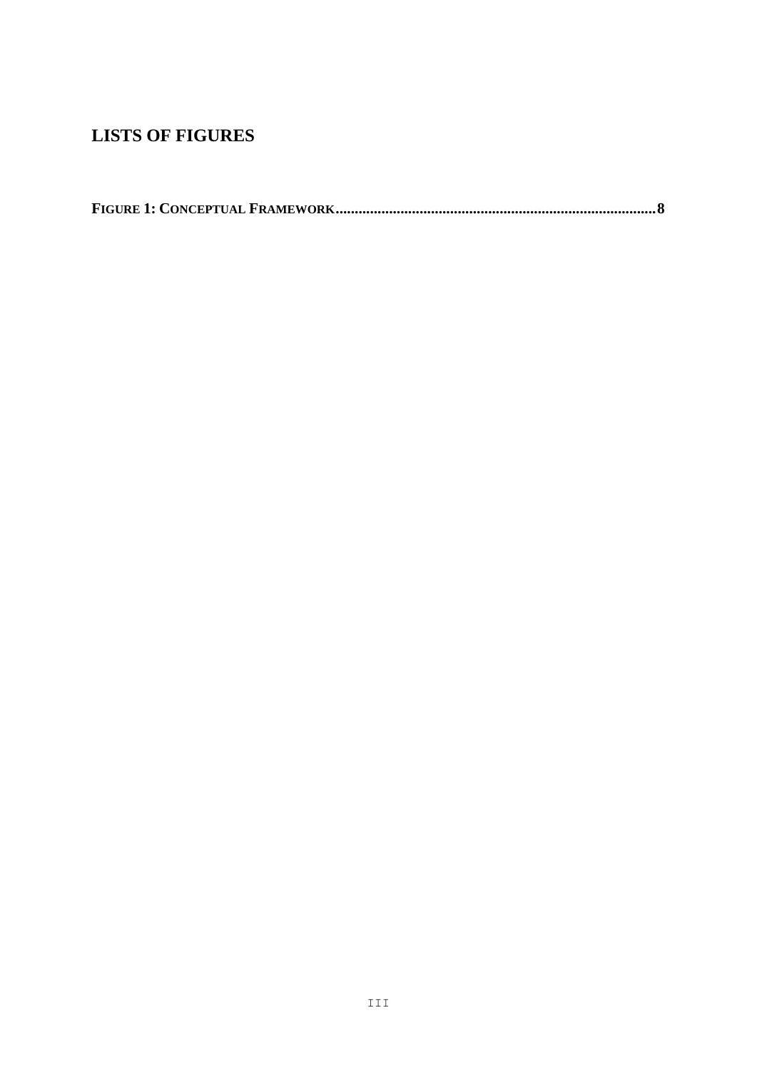# LISTS OF FIGURES

**FIGURE 1: CONCEPTUAL FRAMEWORK....................................................................................8**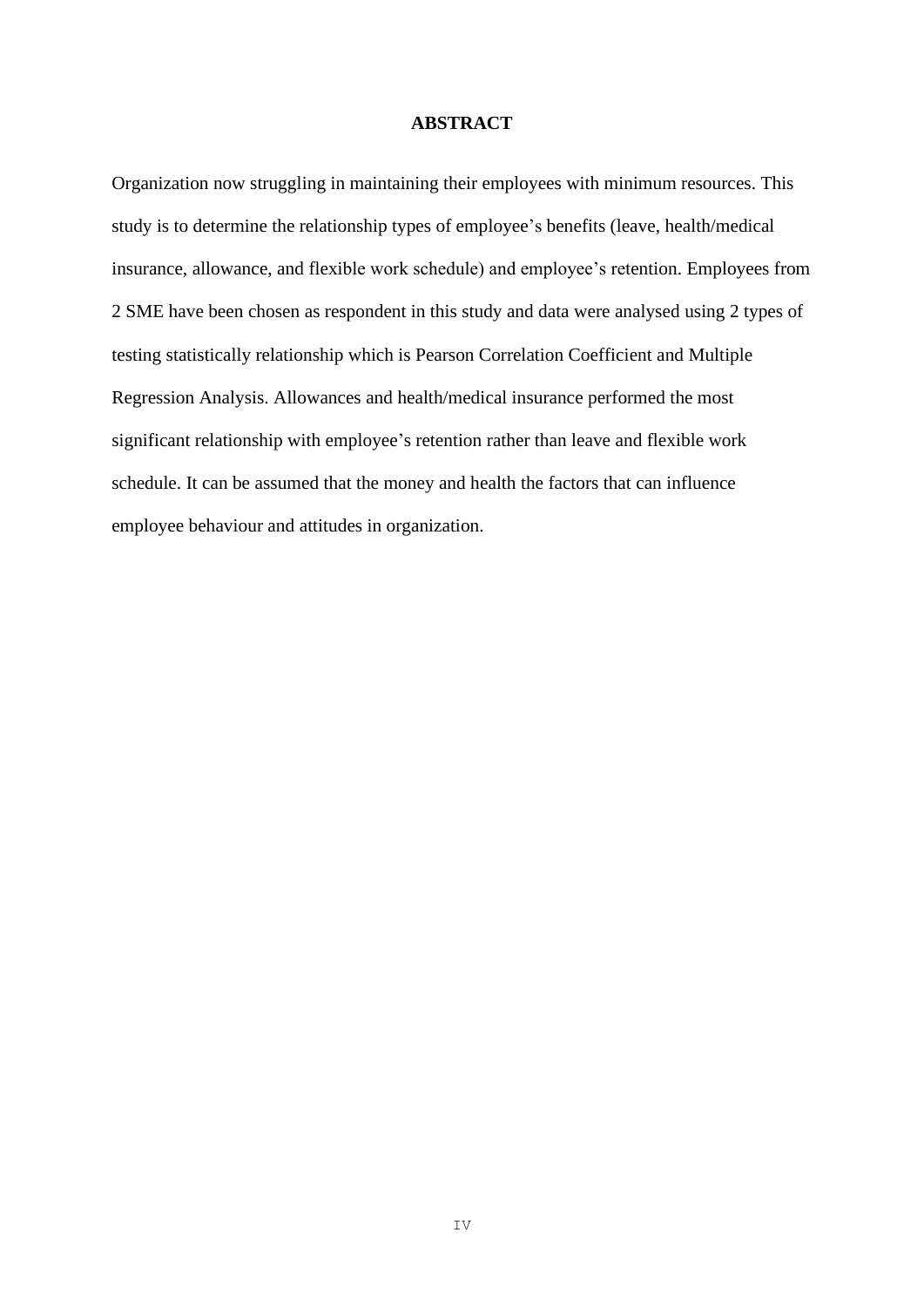# ABSTRACT

Organization now struggling in maintaining their employees with minimum resources. This study is to determine the relationship types of employee's benefits (leave, health/medical insurance, allowance, and flexible work schedule) and employee's retention. Employees from 2 SME have been chosen as respondent in this study and data were analysed using 2 types of testing statistically relationship which is Pearson Correlation Coefficient and Multiple Regression Analysis. Allowances and health/medical insurance performed the most significant relationship with employee's retention rather than leave and flexible work schedule. It can be assumed that the money and health the factors that can influence employee behaviour and attitudes in organization.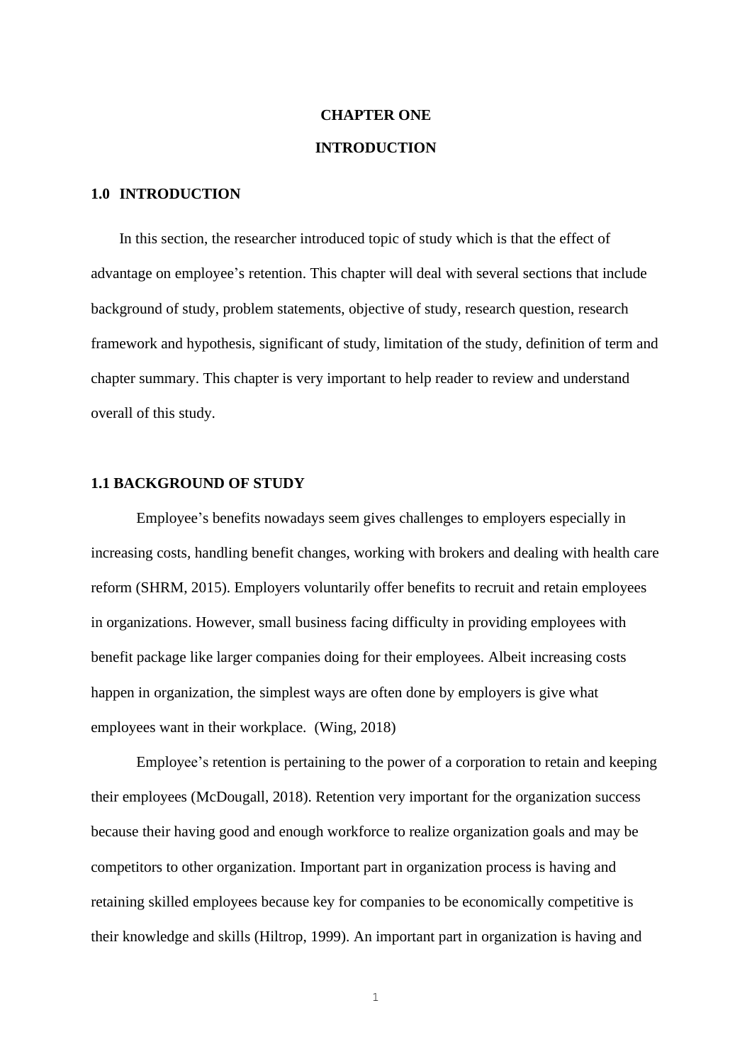# CHAPTER ONE

# INTRODUCTION

## 1.0 INTRODUCTION

In this section, the researcher introduced topic of study which is that the effect of advantage on employee's retention. This chapter will deal with several sections that include background of study, problem statements, objective of study, research question, research framework and hypothesis, significant of study, limitation of the study, definition of term and chapter summary. This chapter is very important to help reader to review and understand overall of this study.

## 1.1 BACKGROUND OF STUDY

Employee's benefits nowadays seem gives challenges to employers especially in increasing costs, handling benefit changes, working with brokers and dealing with health care reform (SHRM, 2015). Employers voluntarily offer benefits to recruit and retain employees in organizations. However, small business facing difficulty in providing employees with benefit package like larger companies doing for their employees. Albeit increasing costs happen in organization, the simplest ways are often done by employers is give what employees want in their workplace. (Wing, 2018)

Employee's retention is pertaining to the power of a corporation to retain and keeping their employees (McDougall, 2018). Retention very important for the organization success because their having good and enough workforce to realize organization goals and may be competitors to other organization. Important part in organization process is having and retaining skilled employees because key for companies to be economically competitive is their knowledge and skills (Hiltrop, 1999). An important part in organization is having and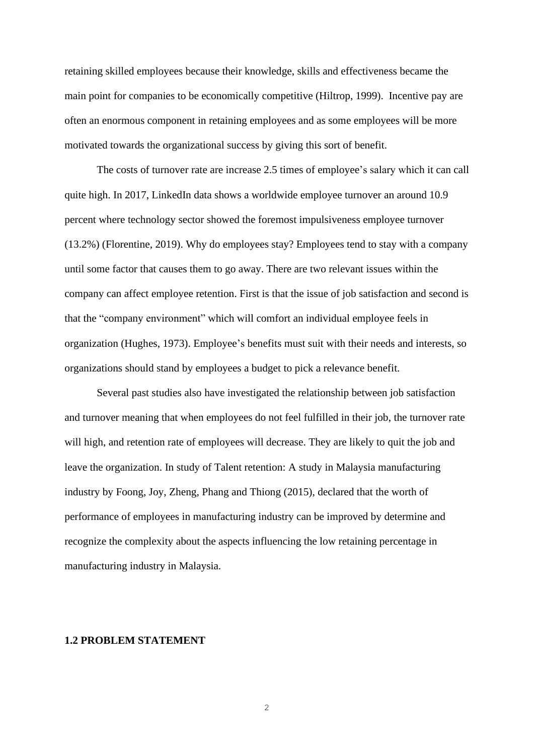retaining skilled employees because their knowledge, skills and effectiveness became the main point for companies to be economically competitive (Hiltrop, 1999). Incentive pay are often an enormous component in retaining employees and as some employees will be more motivated towards the organizational success by giving this sort of benefit.

The costs of turnover rate are increase 2.5 times of employee's salary which it can call quite high. In 2017, LinkedIn data shows a worldwide employee turnover an around 10.9 percent where technology sector showed the foremost impulsiveness employee turnover (13.2%) (Florentine, 2019). Why do employees stay? Employees tend to stay with a company until some factor that causes them to go away. There are two relevant issues within the company can affect employee retention. First is that the issue of job satisfaction and second is that the "company environment" which will comfort an individual employee feels in organization (Hughes, 1973). Employee's benefits must suit with their needs and interests, so organizations should stand by employees a budget to pick a relevance benefit.

Several past studies also have investigated the relationship between job satisfaction and turnover meaning that when employees do not feel fulfilled in their job, the turnover rate will high, and retention rate of employees will decrease. They are likely to quit the job and leave the organization. In study of Talent retention: A study in Malaysia manufacturing industry by Foong, Joy, Zheng, Phang and Thiong (2015), declared that the worth of performance of employees in manufacturing industry can be improved by determine and recognize the complexity about the aspects influencing the low retaining percentage in manufacturing industry in Malaysia.

## 1.2 PROBLEM STATEMENT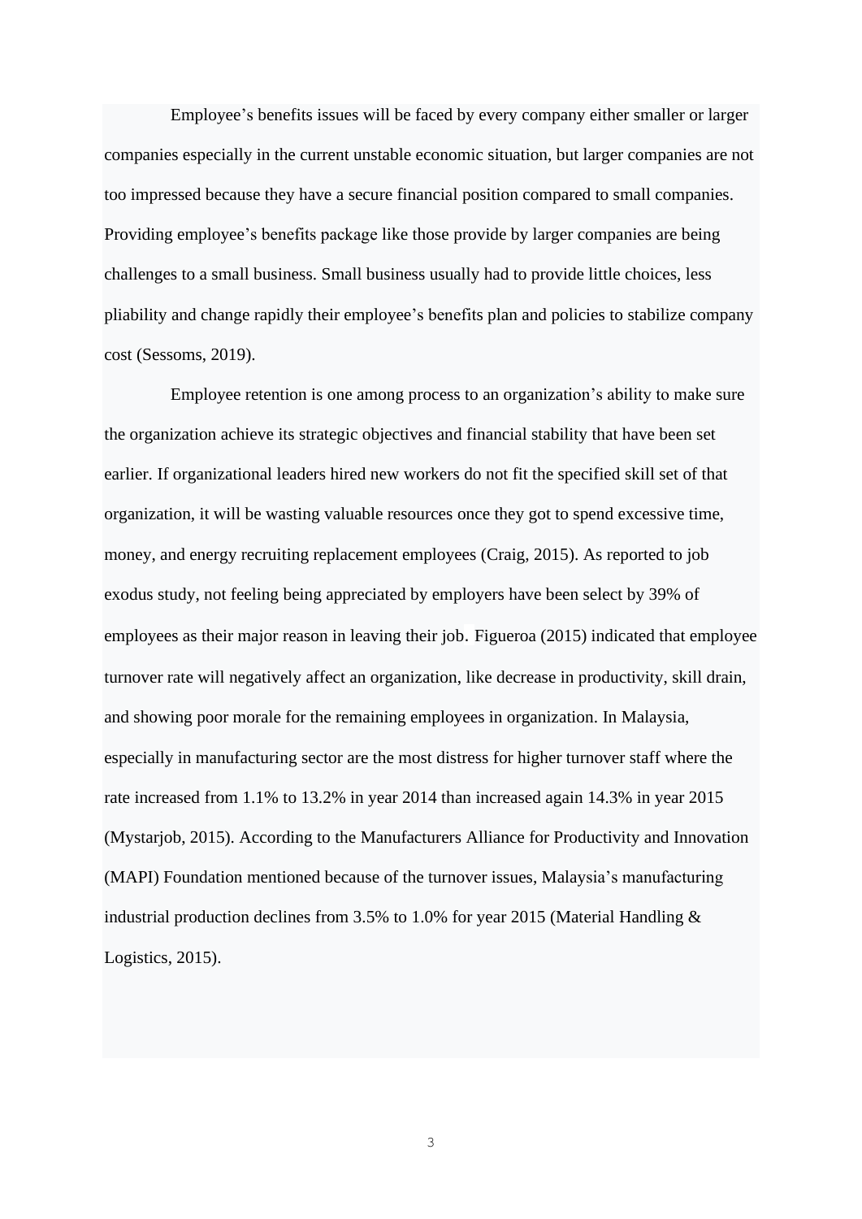Employee's benefits issues will be faced by every company either smaller or larger companies especially in the current unstable economic situation, but larger companies are not too impressed because they have a secure financial position compared to small companies. Providing employee's benefits package like those provide by larger companies are being challenges to a small business. Small business usually had to provide little choices, less pliability and change rapidly their employee's benefits plan and policies to stabilize company cost (Sessoms, 2019).

Employee retention is one among process to an organization's ability to make sure the organization achieve its strategic objectives and financial stability that have been set earlier. If organizational leaders hired new workers do not fit the specified skill set of that organization, it will be wasting valuable resources once they got to spend excessive time, money, and energy recruiting replacement employees (Craig, 2015). As reported to job exodus study, not feeling being appreciated by employers have been select by 39% of employees as their major reason in leaving their job. Figueroa (2015) indicated that employee turnover rate will negatively affect an organization, like decrease in productivity, skill drain, and showing poor morale for the remaining employees in organization. In Malaysia, especially in manufacturing sector are the most distress for higher turnover staff where the rate increased from 1.1% to 13.2% in year 2014 than increased again 14.3% in year 2015 (Mystarjob, 2015). According to the Manufacturers Alliance for Productivity and Innovation (MAPI) Foundation mentioned because of the turnover issues, Malaysia's manufacturing industrial production declines from 3.5% to 1.0% for year 2015 (Material Handling & Logistics, 2015).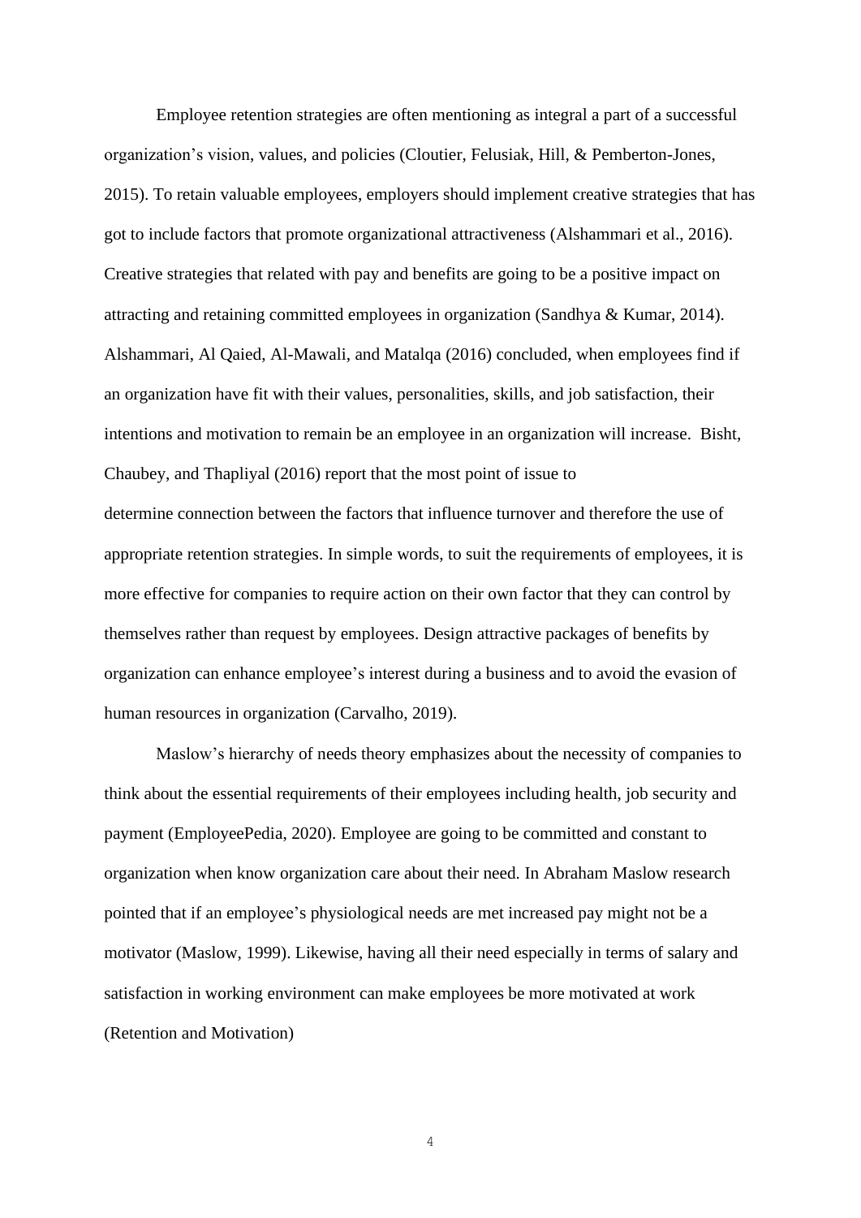Employee retention strategies are often mentioning as integral a part of a successful organization's vision, values, and policies (Cloutier, Felusiak, Hill, & Pemberton-Jones, 2015). To retain valuable employees, employers should implement creative strategies that has got to include factors that promote organizational attractiveness (Alshammari et al., 2016). Creative strategies that related with pay and benefits are going to be a positive impact on attracting and retaining committed employees in organization (Sandhya & Kumar, 2014). Alshammari, Al Qaied, Al-Mawali, and Matalqa (2016) concluded, when employees find if an organization have fit with their values, personalities, skills, and job satisfaction, their intentions and motivation to remain be an employee in an organization will increase. Bisht, Chaubey, and Thapliyal (2016) report that the most point of issue to determine connection between the factors that influence turnover and therefore the use of appropriate retention strategies. In simple words, to suit the requirements of employees, it is more effective for companies to require action on their own factor that they can control by themselves rather than request by employees. Design attractive packages of benefits by organization can enhance employee's interest during a business and to avoid the evasion of human resources in organization (Carvalho, 2019).

Maslow's hierarchy of needs theory emphasizes about the necessity of companies to think about the essential requirements of their employees including health, job security and payment (EmployeePedia, 2020). Employee are going to be committed and constant to organization when know organization care about their need. In Abraham Maslow research pointed that if an employee's physiological needs are met increased pay might not be a motivator (Maslow, 1999). Likewise, having all their need especially in terms of salary and satisfaction in working environment can make employees be more motivated at work (Retention and Motivation)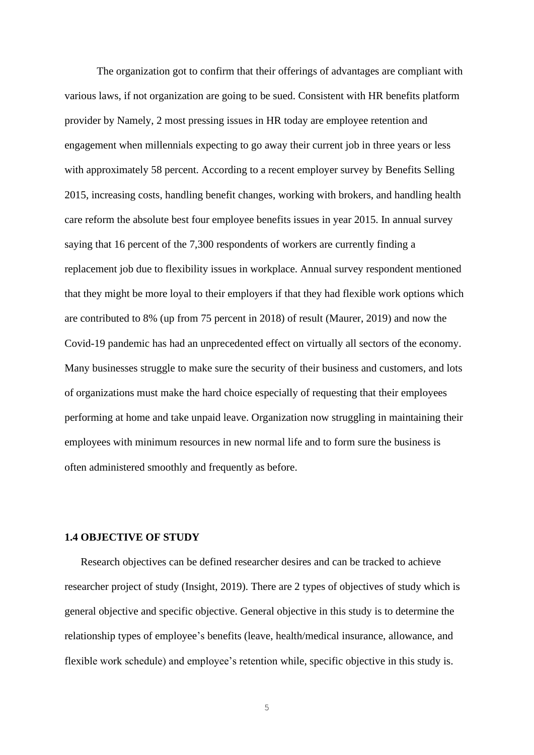The organization got to confirm that their offerings of advantages are compliant with various laws, if not organization are going to be sued. Consistent with HR benefits platform provider by Namely, 2 most pressing issues in HR today are employee retention and engagement when millennials expecting to go away their current job in three years or less with approximately 58 percent. According to a recent employer survey by Benefits Selling 2015, increasing costs, handling benefit changes, working with brokers, and handling health care reform the absolute best four employee benefits issues in year 2015. In annual survey saying that 16 percent of the 7,300 respondents of workers are currently finding a replacement job due to flexibility issues in workplace. Annual survey respondent mentioned that they might be more loyal to their employers if that they had flexible work options which are contributed to 8% (up from 75 percent in 2018) of result (Maurer, 2019) and now the Covid-19 pandemic has had an unprecedented effect on virtually all sectors of the economy. Many businesses struggle to make sure the security of their business and customers, and lots of organizations must make the hard choice especially of requesting that their employees performing at home and take unpaid leave. Organization now struggling in maintaining their employees with minimum resources in new normal life and to form sure the business is often administered smoothly and frequently as before.

### 1.4 OBJECTIVE OF STUDY

Research objectives can be defined researcher desires and can be tracked to achieve researcher project of study (Insight, 2019). There are 2 types of objectives of study which is general objective and specific objective. General objective in this study is to determine the relationship types of employee's benefits (leave, health/medical insurance, allowance, and flexible work schedule) and employee's retention while, specific objective in this study is.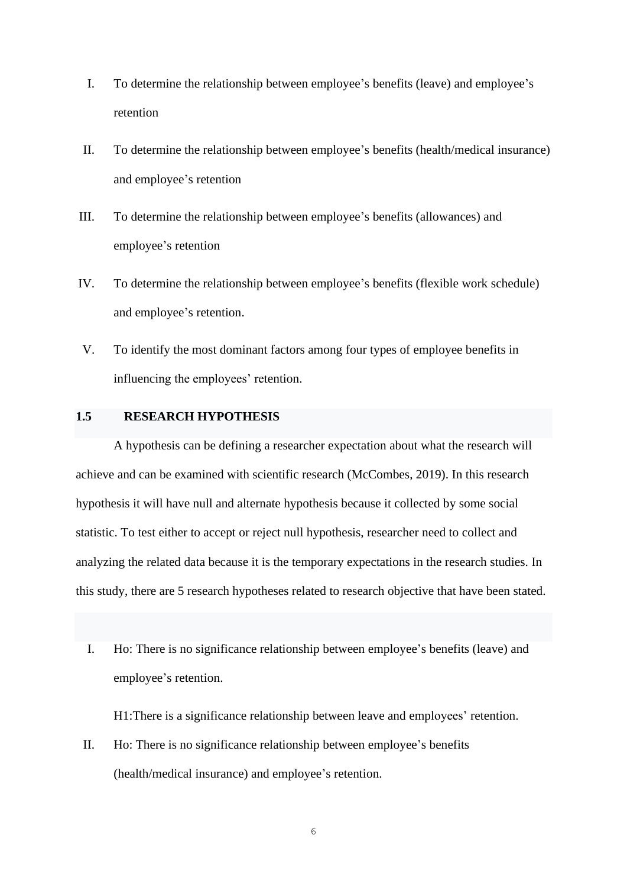I. To determine the relationship between employee's benefits (leave) and employee's retention

II. To determine the relationship between employee's benefits (health/medical insurance) and employee's retention

III. To determine the relationship between employee's benefits (allowances) and employee's retention

IV. To determine the relationship between employee's benefits (flexible work schedule) and employee's retention.

V. To identify the most dominant factors among four types of employee benefits in influencing the employees' retention.

## 1.5 RESEARCH HYPOTHESIS

A hypothesis can be defining a researcher expectation about what the research will achieve and can be examined with scientific research (McCombes, 2019). In this research hypothesis it will have null and alternate hypothesis because it collected by some social statistic. To test either to accept or reject null hypothesis, researcher need to collect and analyzing the related data because it is the temporary expectations in the research studies. In this study, there are 5 research hypotheses related to research objective that have been stated.

I. Ho: There is no significance relationship between employee's benefits (leave) and employee's retention.

   H1:There is a significance relationship between leave and employees' retention.

II. Ho: There is no significance relationship between employee's benefits (health/medical insurance) and employee's retention.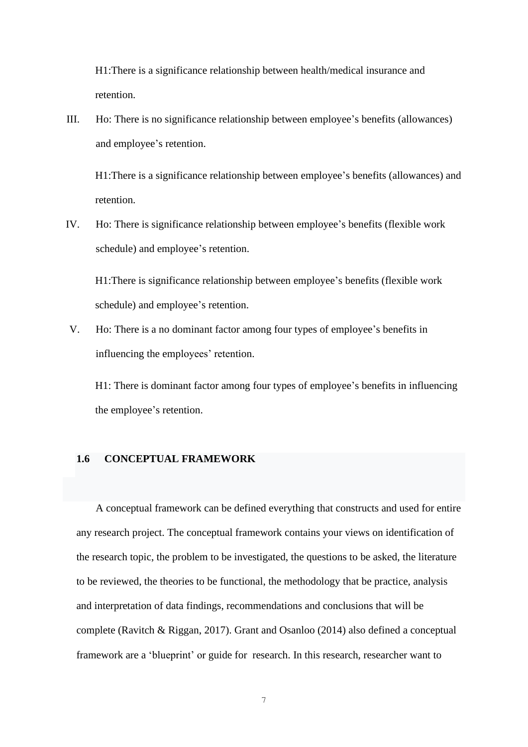H1:There is a significance relationship between health/medical insurance and retention.

III. Ho: There is no significance relationship between employee's benefits (allowances) and employee's retention.

H1:There is a significance relationship between employee's benefits (allowances) and retention.

IV. Ho: There is significance relationship between employee's benefits (flexible work schedule) and employee's retention.

H1:There is significance relationship between employee's benefits (flexible work schedule) and employee's retention.

V. Ho: There is a no dominant factor among four types of employee's benefits in influencing the employees' retention.

H1: There is dominant factor among four types of employee's benefits in influencing the employee's retention.

## 1.6 CONCEPTUAL FRAMEWORK

A conceptual framework can be defined everything that constructs and used for entire any research project. The conceptual framework contains your views on identification of the research topic, the problem to be investigated, the questions to be asked, the literature to be reviewed, the theories to be functional, the methodology that be practice, analysis and interpretation of data findings, recommendations and conclusions that will be complete (Ravitch & Riggan, 2017). Grant and Osanloo (2014) also defined a conceptual framework are a 'blueprint' or guide for research. In this research, researcher want to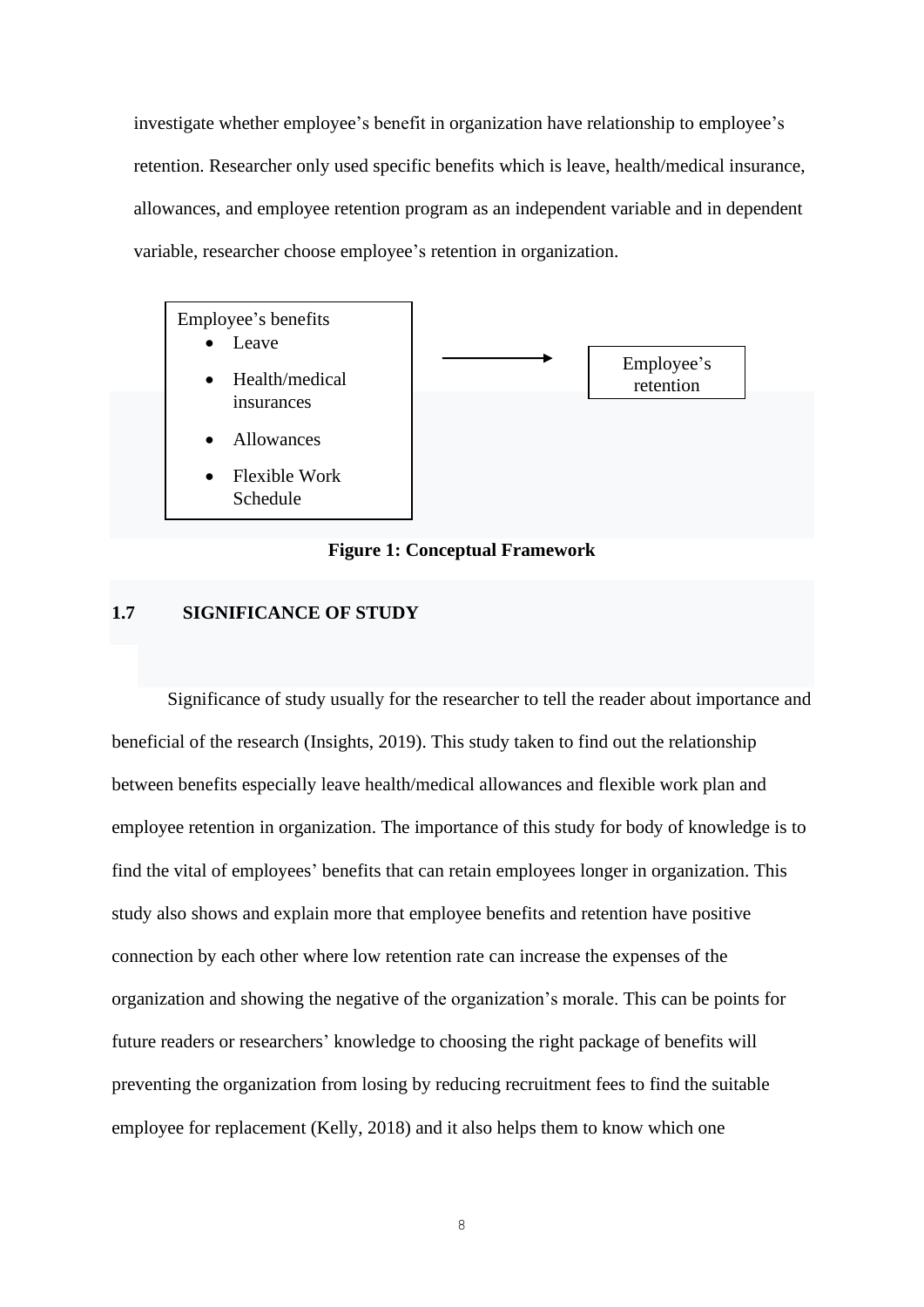investigate whether employee's benefit in organization have relationship to employee's retention. Researcher only used specific benefits which is leave, health/medical insurance, allowances, and employee retention program as an independent variable and in dependent variable, researcher choose employee's retention in organization.

Employee's benefits

- Leave
- Health/medical insurances
- Allowances
- Flexible Work Schedule

→ Employee's retention

**Figure 1: Conceptual Framework**

## 1.7 SIGNIFICANCE OF STUDY

Significance of study usually for the researcher to tell the reader about importance and beneficial of the research (Insights, 2019). This study taken to find out the relationship between benefits especially leave health/medical allowances and flexible work plan and employee retention in organization. The importance of this study for body of knowledge is to find the vital of employees' benefits that can retain employees longer in organization. This study also shows and explain more that employee benefits and retention have positive connection by each other where low retention rate can increase the expenses of the organization and showing the negative of the organization's morale. This can be points for future readers or researchers' knowledge to choosing the right package of benefits will preventing the organization from losing by reducing recruitment fees to find the suitable employee for replacement (Kelly, 2018) and it also helps them to know which one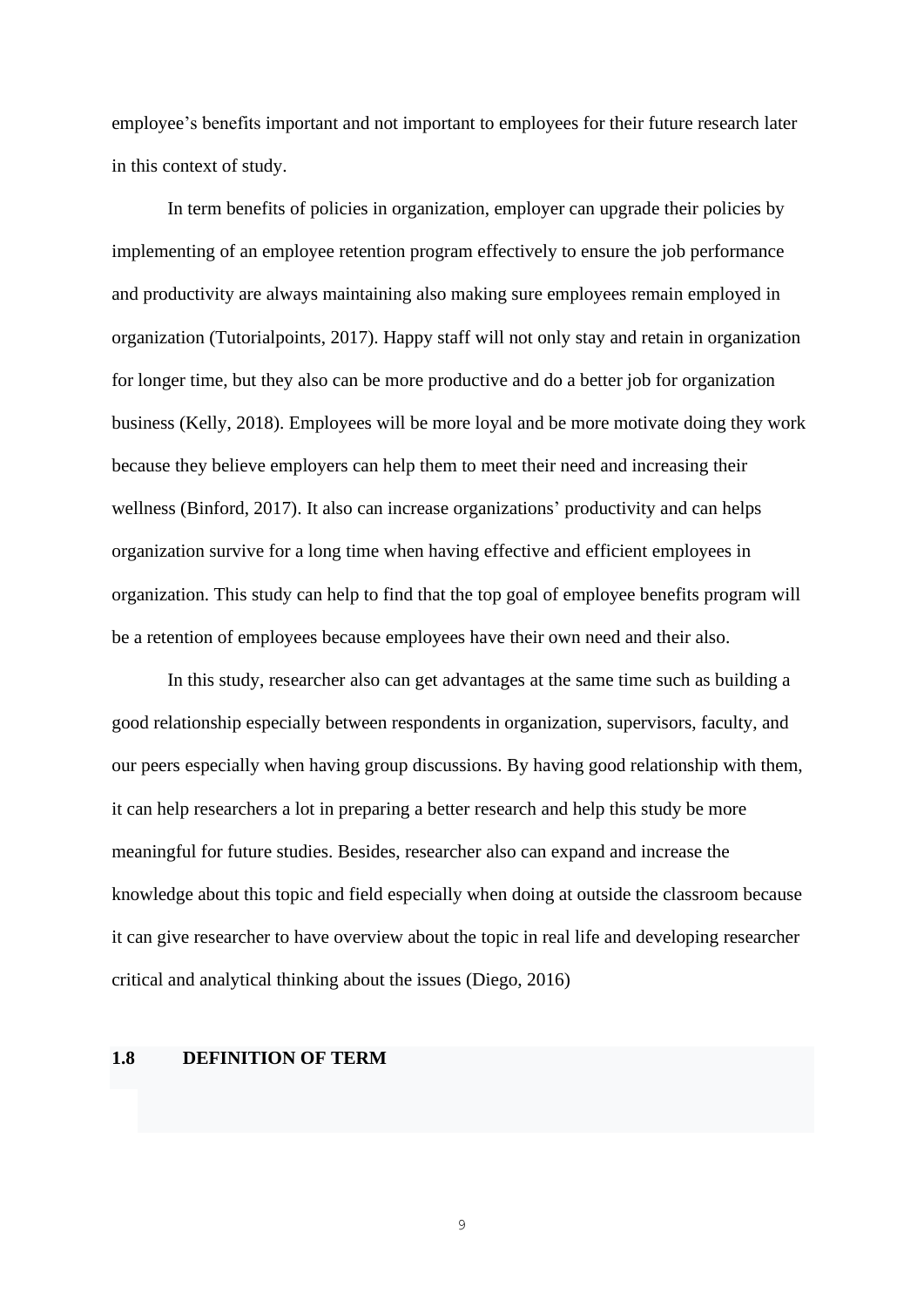employee's benefits important and not important to employees for their future research later in this context of study.

In term benefits of policies in organization, employer can upgrade their policies by implementing of an employee retention program effectively to ensure the job performance and productivity are always maintaining also making sure employees remain employed in organization (Tutorialpoints, 2017). Happy staff will not only stay and retain in organization for longer time, but they also can be more productive and do a better job for organization business (Kelly, 2018). Employees will be more loyal and be more motivate doing they work because they believe employers can help them to meet their need and increasing their wellness (Binford, 2017). It also can increase organizations' productivity and can helps organization survive for a long time when having effective and efficient employees in organization. This study can help to find that the top goal of employee benefits program will be a retention of employees because employees have their own need and their also.

In this study, researcher also can get advantages at the same time such as building a good relationship especially between respondents in organization, supervisors, faculty, and our peers especially when having group discussions. By having good relationship with them, it can help researchers a lot in preparing a better research and help this study be more meaningful for future studies. Besides, researcher also can expand and increase the knowledge about this topic and field especially when doing at outside the classroom because it can give researcher to have overview about the topic in real life and developing researcher critical and analytical thinking about the issues (Diego, 2016)

## 1.8 DEFINITION OF TERM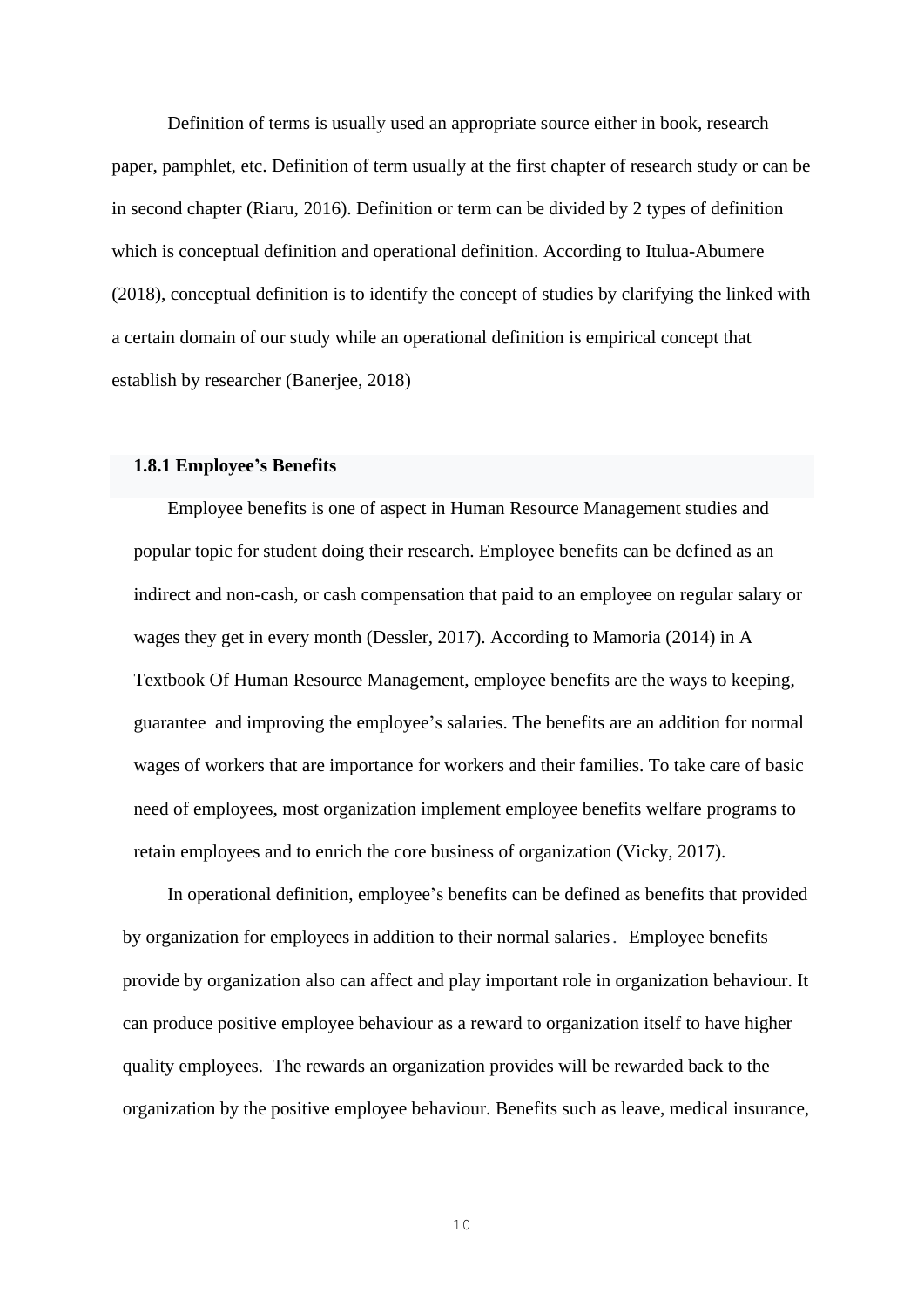Definition of terms is usually used an appropriate source either in book, research paper, pamphlet, etc. Definition of term usually at the first chapter of research study or can be in second chapter (Riaru, 2016). Definition or term can be divided by 2 types of definition which is conceptual definition and operational definition. According to Itulua-Abumere (2018), conceptual definition is to identify the concept of studies by clarifying the linked with a certain domain of our study while an operational definition is empirical concept that establish by researcher (Banerjee, 2018)

### 1.8.1 Employee's Benefits

Employee benefits is one of aspect in Human Resource Management studies and popular topic for student doing their research. Employee benefits can be defined as an indirect and non-cash, or cash compensation that paid to an employee on regular salary or wages they get in every month (Dessler, 2017). According to Mamoria (2014) in A Textbook Of Human Resource Management, employee benefits are the ways to keeping, guarantee  and improving the employee's salaries. The benefits are an addition for normal wages of workers that are importance for workers and their families. To take care of basic need of employees, most organization implement employee benefits welfare programs to retain employees and to enrich the core business of organization (Vicky, 2017).

In operational definition, employee's benefits can be defined as benefits that provided by organization for employees in addition to their normal salaries.  Employee benefits provide by organization also can affect and play important role in organization behaviour. It can produce positive employee behaviour as a reward to organization itself to have higher quality employees.  The rewards an organization provides will be rewarded back to the organization by the positive employee behaviour. Benefits such as leave, medical insurance,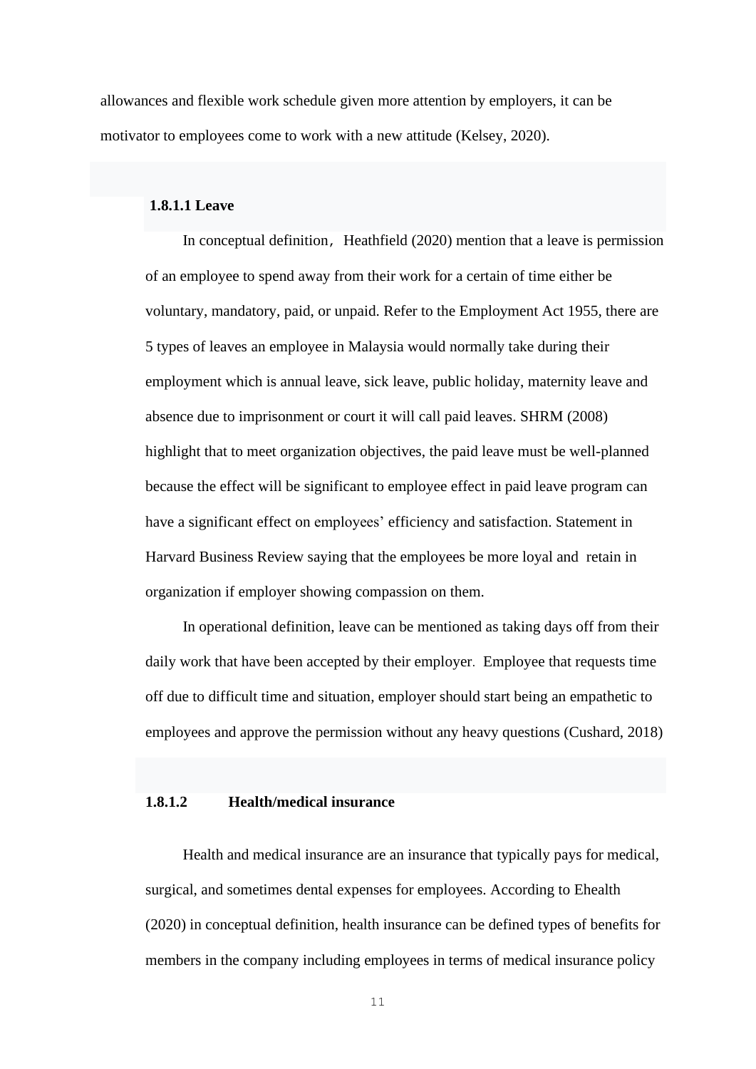allowances and flexible work schedule given more attention by employers, it can be motivator to employees come to work with a new attitude (Kelsey, 2020).

#### 1.8.1.1 Leave

In conceptual definition，Heathfield (2020) mention that a leave is permission of an employee to spend away from their work for a certain of time either be voluntary, mandatory, paid, or unpaid. Refer to the Employment Act 1955, there are 5 types of leaves an employee in Malaysia would normally take during their employment which is annual leave, sick leave, public holiday, maternity leave and absence due to imprisonment or court it will call paid leaves. SHRM (2008) highlight that to meet organization objectives, the paid leave must be well-planned because the effect will be significant to employee effect in paid leave program can have a significant effect on employees' efficiency and satisfaction. Statement in Harvard Business Review saying that the employees be more loyal and retain in organization if employer showing compassion on them.

In operational definition, leave can be mentioned as taking days off from their daily work that have been accepted by their employer. Employee that requests time off due to difficult time and situation, employer should start being an empathetic to employees and approve the permission without any heavy questions (Cushard, 2018)

#### 1.8.1.2 Health/medical insurance

Health and medical insurance are an insurance that typically pays for medical, surgical, and sometimes dental expenses for employees. According to Ehealth (2020) in conceptual definition, health insurance can be defined types of benefits for members in the company including employees in terms of medical insurance policy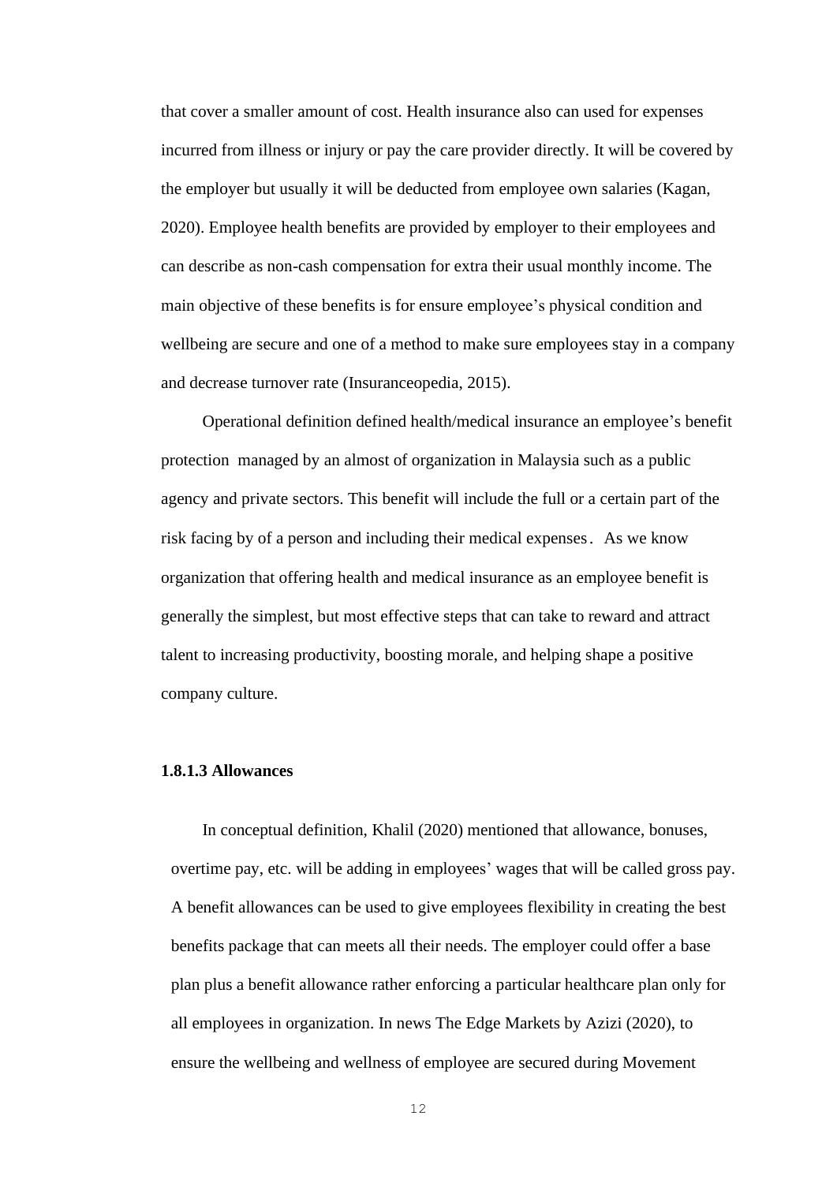that cover a smaller amount of cost. Health insurance also can used for expenses incurred from illness or injury or pay the care provider directly. It will be covered by the employer but usually it will be deducted from employee own salaries (Kagan, 2020). Employee health benefits are provided by employer to their employees and can describe as non-cash compensation for extra their usual monthly income. The main objective of these benefits is for ensure employee's physical condition and wellbeing are secure and one of a method to make sure employees stay in a company and decrease turnover rate (Insuranceopedia, 2015).

Operational definition defined health/medical insurance an employee's benefit protection managed by an almost of organization in Malaysia such as a public agency and private sectors. This benefit will include the full or a certain part of the risk facing by of a person and including their medical expenses. As we know organization that offering health and medical insurance as an employee benefit is generally the simplest, but most effective steps that can take to reward and attract talent to increasing productivity, boosting morale, and helping shape a positive company culture.

#### 1.8.1.3 Allowances

In conceptual definition, Khalil (2020) mentioned that allowance, bonuses, overtime pay, etc. will be adding in employees' wages that will be called gross pay. A benefit allowances can be used to give employees flexibility in creating the best benefits package that can meets all their needs. The employer could offer a base plan plus a benefit allowance rather enforcing a particular healthcare plan only for all employees in organization. In news The Edge Markets by Azizi (2020), to ensure the wellbeing and wellness of employee are secured during Movement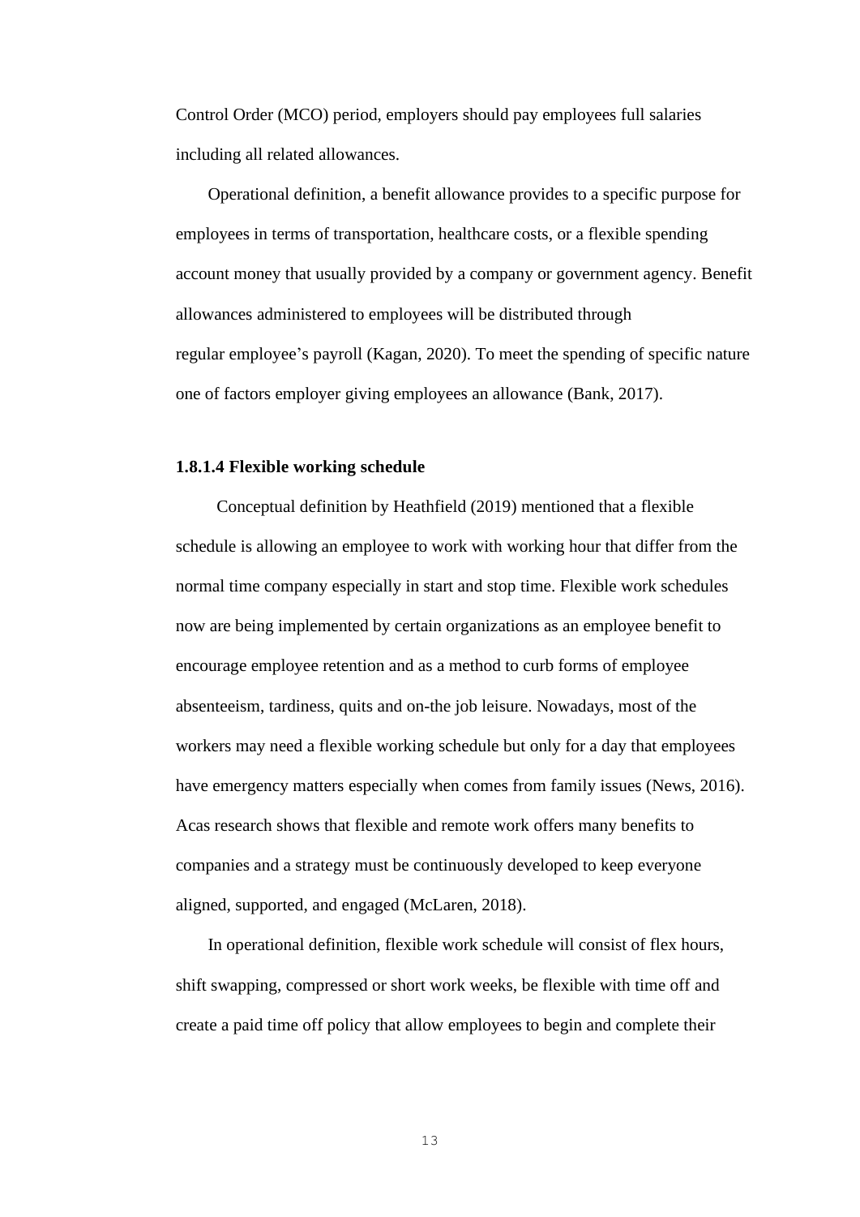Control Order (MCO) period, employers should pay employees full salaries including all related allowances.

Operational definition, a benefit allowance provides to a specific purpose for employees in terms of transportation, healthcare costs, or a flexible spending account money that usually provided by a company or government agency. Benefit allowances administered to employees will be distributed through regular employee's payroll (Kagan, 2020). To meet the spending of specific nature one of factors employer giving employees an allowance (Bank, 2017).

### 1.8.1.4 Flexible working schedule

Conceptual definition by Heathfield (2019) mentioned that a flexible schedule is allowing an employee to work with working hour that differ from the normal time company especially in start and stop time. Flexible work schedules now are being implemented by certain organizations as an employee benefit to encourage employee retention and as a method to curb forms of employee absenteeism, tardiness, quits and on-the job leisure. Nowadays, most of the workers may need a flexible working schedule but only for a day that employees have emergency matters especially when comes from family issues (News, 2016). Acas research shows that flexible and remote work offers many benefits to companies and a strategy must be continuously developed to keep everyone aligned, supported, and engaged (McLaren, 2018).

In operational definition, flexible work schedule will consist of flex hours, shift swapping, compressed or short work weeks, be flexible with time off and create a paid time off policy that allow employees to begin and complete their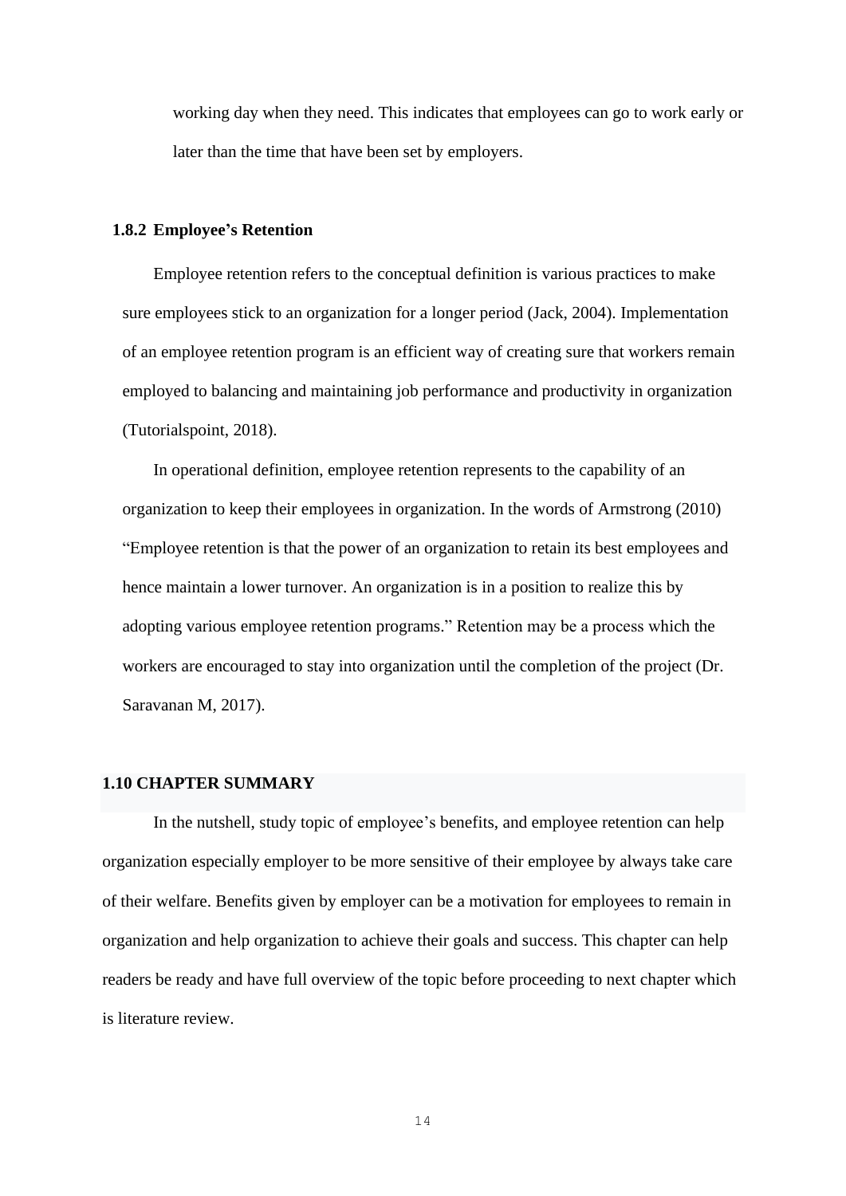working day when they need. This indicates that employees can go to work early or later than the time that have been set by employers.

### 1.8.2 Employee's Retention

Employee retention refers to the conceptual definition is various practices to make sure employees stick to an organization for a longer period (Jack, 2004). Implementation of an employee retention program is an efficient way of creating sure that workers remain employed to balancing and maintaining job performance and productivity in organization (Tutorialspoint, 2018).

In operational definition, employee retention represents to the capability of an organization to keep their employees in organization. In the words of Armstrong (2010) "Employee retention is that the power of an organization to retain its best employees and hence maintain a lower turnover. An organization is in a position to realize this by adopting various employee retention programs." Retention may be a process which the workers are encouraged to stay into organization until the completion of the project (Dr. Saravanan M, 2017).

## 1.10 CHAPTER SUMMARY

In the nutshell, study topic of employee's benefits, and employee retention can help organization especially employer to be more sensitive of their employee by always take care of their welfare. Benefits given by employer can be a motivation for employees to remain in organization and help organization to achieve their goals and success. This chapter can help readers be ready and have full overview of the topic before proceeding to next chapter which is literature review.